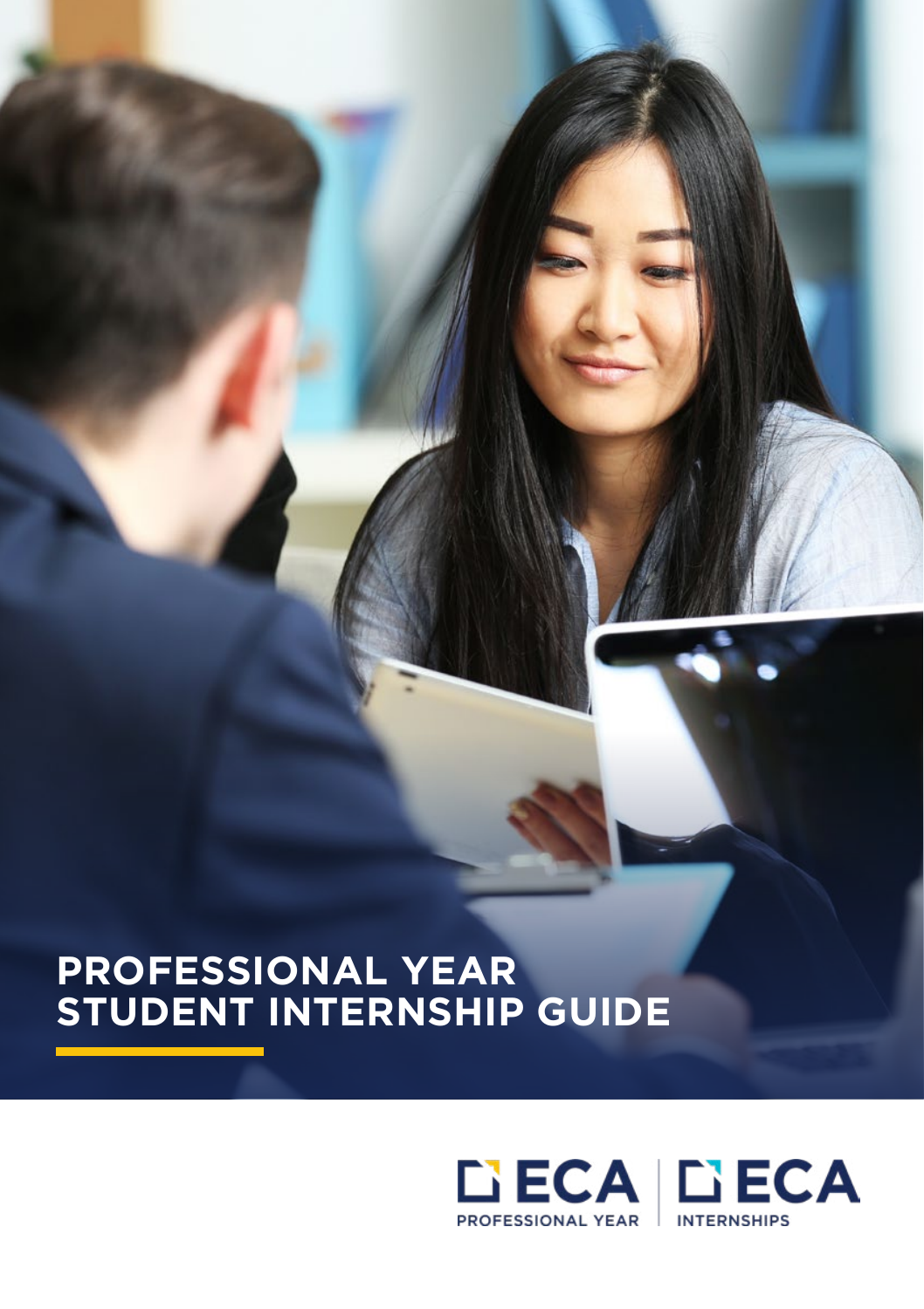# PROFESSIONAL YEAR STUDENT INTERNSHIP GUIDE

ECA PROFESSIONAL YEAR | ECA INTERNSHIPS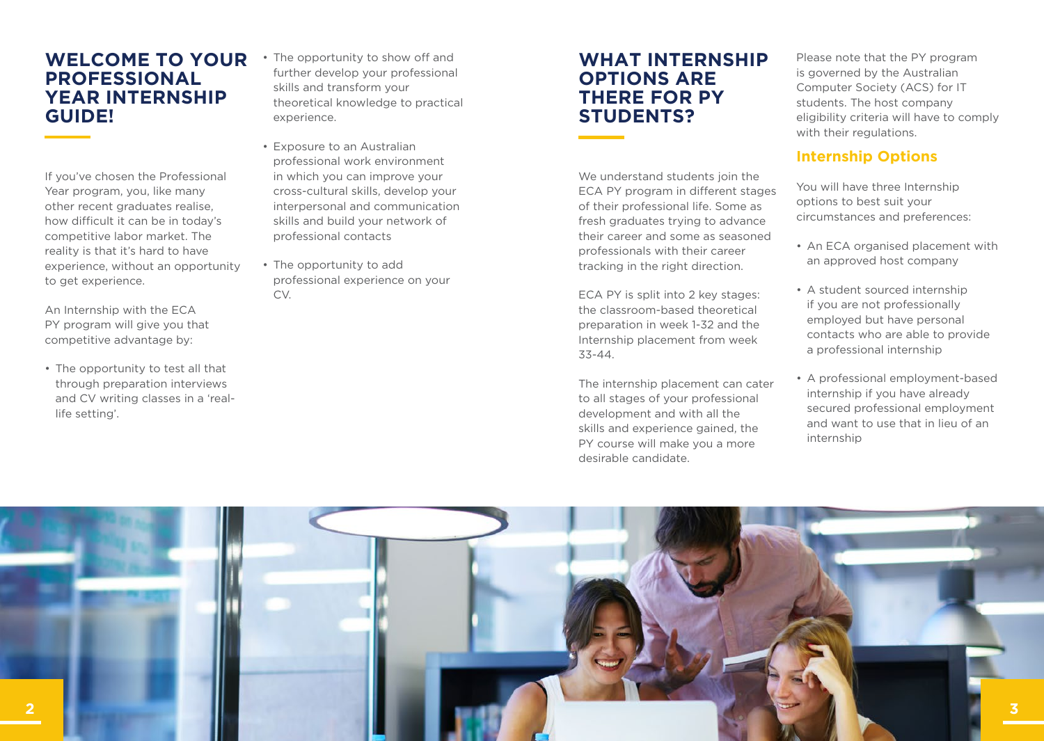# WELCOME TO YOUR PROFESSIONAL YEAR INTERNSHIP GUIDE!

If you've chosen the Professional Year program, you, like many other recent graduates realise, how difficult it can be in today's competitive labor market. The reality is that it's hard to have experience, without an opportunity to get experience.

An Internship with the ECA PY program will give you that competitive advantage by:

- The opportunity to test all that through preparation interviews and CV writing classes in a 'real-life setting'.
- The opportunity to show off and further develop your professional skills and transform your theoretical knowledge to practical experience.
- Exposure to an Australian professional work environment in which you can improve your cross-cultural skills, develop your interpersonal and communication skills and build your network of professional contacts
- The opportunity to add professional experience on your CV.

# WHAT INTERNSHIP OPTIONS ARE THERE FOR PY STUDENTS?

We understand students join the ECA PY program in different stages of their professional life. Some as fresh graduates trying to advance their career and some as seasoned professionals with their career tracking in the right direction.

ECA PY is split into 2 key stages: the classroom-based theoretical preparation in week 1-32 and the Internship placement from week 33-44.

The internship placement can cater to all stages of your professional development and with all the skills and experience gained, the PY course will make you a more desirable candidate.

Please note that the PY program is governed by the Australian Computer Society (ACS) for IT students. The host company eligibility criteria will have to comply with their regulations.

## Internship Options

You will have three Internship options to best suit your circumstances and preferences:

- An ECA organised placement with an approved host company
- A student sourced internship if you are not professionally employed but have personal contacts who are able to provide a professional internship
- A professional employment-based internship if you have already secured professional employment and want to use that in lieu of an internship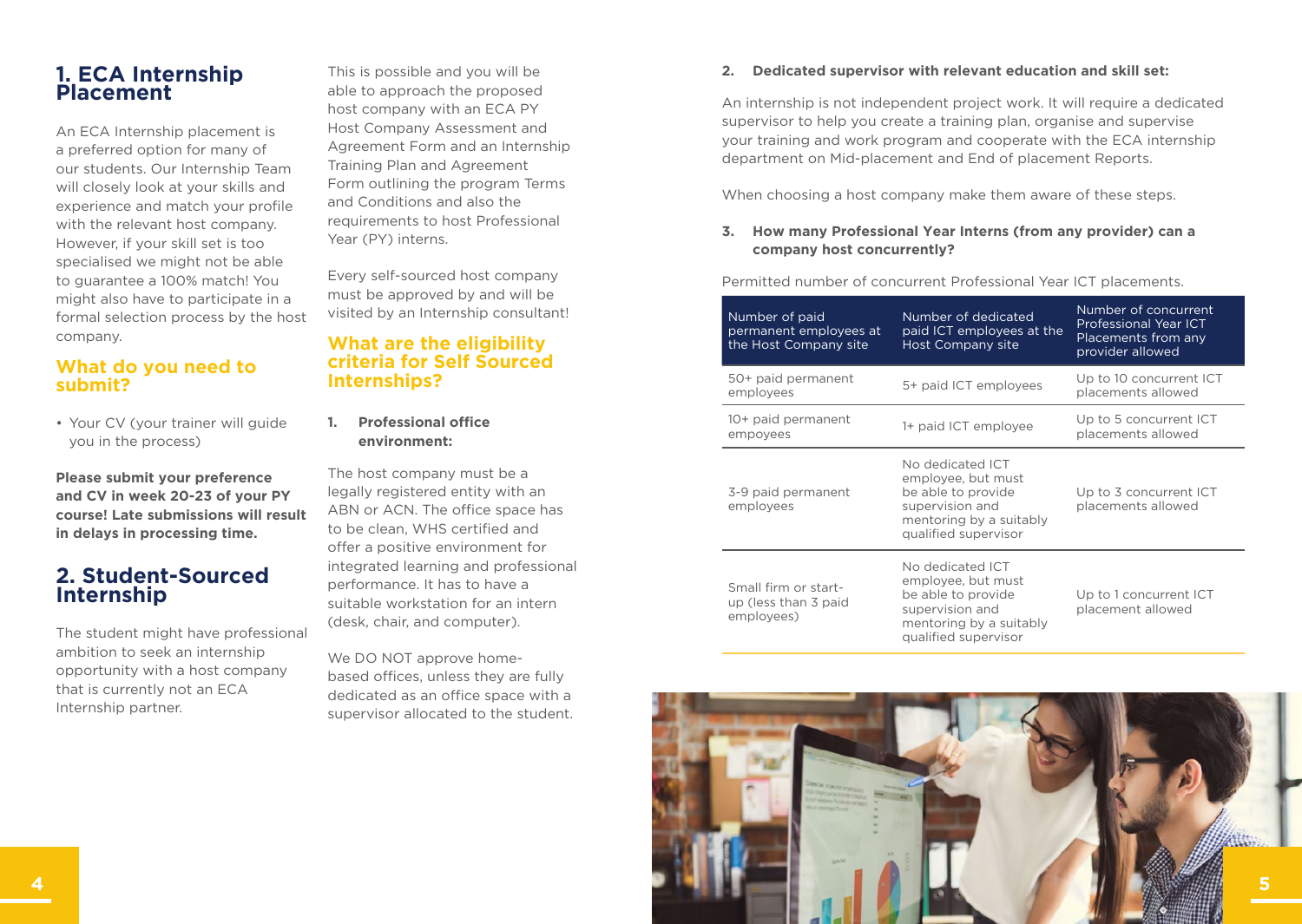# 1. ECA Internship Placement

An ECA Internship placement is a preferred option for many of our students. Our Internship Team will closely look at your skills and experience and match your profile with the relevant host company. However, if your skill set is too specialised we might not be able to guarantee a 100% match! You might also have to participate in a formal selection process by the host company.

## What do you need to submit?

- Your CV (your trainer will guide you in the process)

**Please submit your preference and CV in week 20-23 of your PY course! Late submissions will result in delays in processing time.**

# 2. Student-Sourced Internship

The student might have professional ambition to seek an internship opportunity with a host company that is currently not an ECA Internship partner.

This is possible and you will be able to approach the proposed host company with an ECA PY Host Company Assessment and Agreement Form and an Internship Training Plan and Agreement Form outlining the program Terms and Conditions and also the requirements to host Professional Year (PY) interns.

Every self-sourced host company must be approved by and will be visited by an Internship consultant!

## What are the eligibility criteria for Self Sourced Internships?

1. **Professional office environment:**

The host company must be a legally registered entity with an ABN or ACN. The office space has to be clean, WHS certified and offer a positive environment for integrated learning and professional performance. It has to have a suitable workstation for an intern (desk, chair, and computer).

We DO NOT approve home-based offices, unless they are fully dedicated as an office space with a supervisor allocated to the student.

2. **Dedicated supervisor with relevant education and skill set:**

An internship is not independent project work. It will require a dedicated supervisor to help you create a training plan, organise and supervise your training and work program and cooperate with the ECA internship department on Mid-placement and End of placement Reports.

When choosing a host company make them aware of these steps.

3. **How many Professional Year Interns (from any provider) can a company host concurrently?**

Permitted number of concurrent Professional Year ICT placements.

| Number of paid permanent employees at the Host Company site | Number of dedicated paid ICT employees at the Host Company site | Number of concurrent Professional Year ICT Placements from any provider allowed |
|---|---|---|
| 50+ paid permanent employees | 5+ paid ICT employees | Up to 10 concurrent ICT placements allowed |
| 10+ paid permanent empoyees | 1+ paid ICT employee | Up to 5 concurrent ICT placements allowed |
| 3-9 paid permanent employees | No dedicated ICT employee, but must be able to provide supervision and mentoring by a suitably qualified supervisor | Up to 3 concurrent ICT placements allowed |
| Small firm or start-up (less than 3 paid employees) | No dedicated ICT employee, but must be able to provide supervision and mentoring by a suitably qualified supervisor | Up to 1 concurrent ICT placement allowed |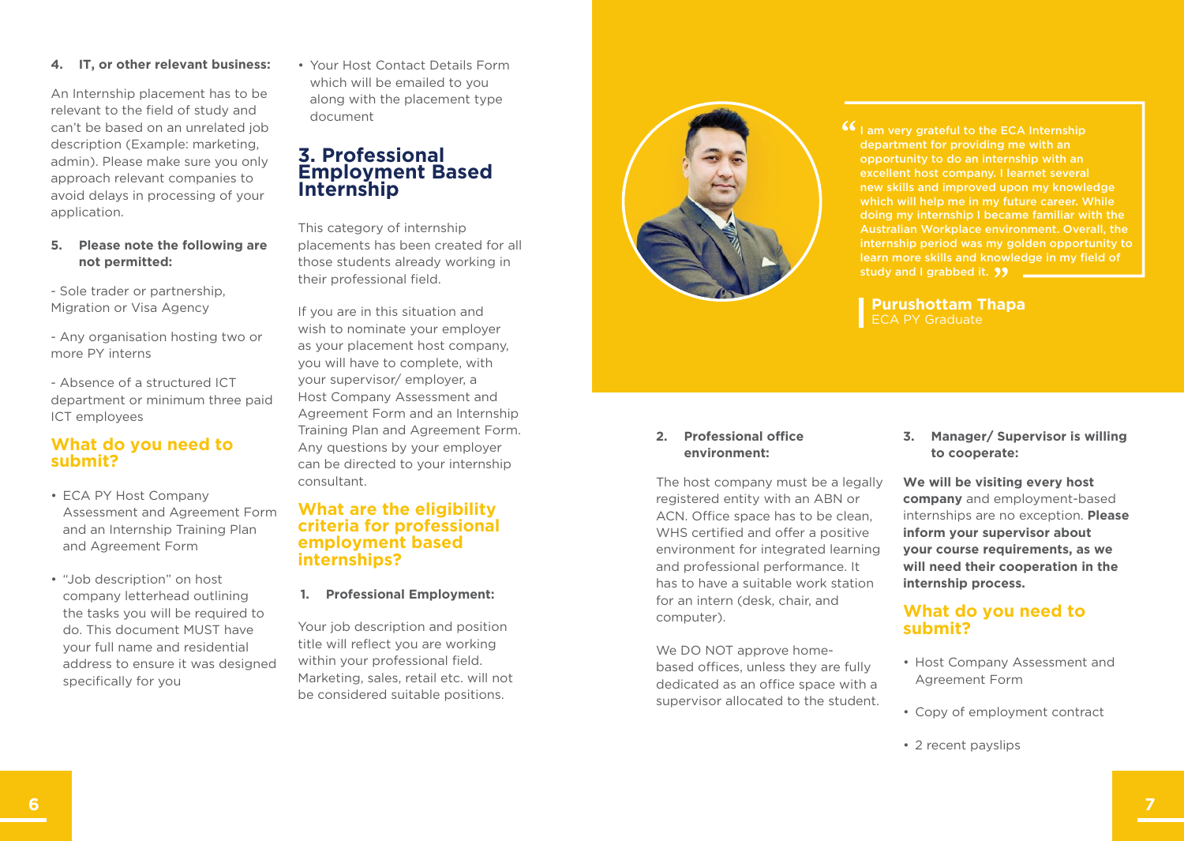**4. IT, or other relevant business:**

An Internship placement has to be relevant to the field of study and can't be based on an unrelated job description (Example: marketing, admin). Please make sure you only approach relevant companies to avoid delays in processing of your application.

**5. Please note the following are not permitted:**

- Sole trader or partnership, Migration or Visa Agency

- Any organisation hosting two or more PY interns

- Absence of a structured ICT department or minimum three paid ICT employees

## What do you need to submit?

- ECA PY Host Company Assessment and Agreement Form and an Internship Training Plan and Agreement Form
- "Job description" on host company letterhead outlining the tasks you will be required to do. This document MUST have your full name and residential address to ensure it was designed specifically for you
- Your Host Contact Details Form which will be emailed to you along with the placement type document

# 3. Professional Employment Based Internship

This category of internship placements has been created for all those students already working in their professional field.

If you are in this situation and wish to nominate your employer as your placement host company, you will have to complete, with your supervisor/ employer, a Host Company Assessment and Agreement Form and an Internship Training Plan and Agreement Form. Any questions by your employer can be directed to your internship consultant.

## What are the eligibility criteria for professional employment based internships?

**1. Professional Employment:**

Your job description and position title will reflect you are working within your professional field. Marketing, sales, retail etc. will not be considered suitable positions.

> **"I am very grateful to the ECA Internship department for providing me with an opportunity to do an internship with an excellent host company. I learnt several new skills and improved upon my knowledge which will help me in my future career. While doing my internship I became familiar with the Australian Workplace environment. Overall, the internship period was my golden opportunity to learn more skills and knowledge in my field of study and I grabbed it."**
>
> **Purushottam Thapa**
> ECA PY Graduate

**2. Professional office environment:**

The host company must be a legally registered entity with an ABN or ACN. Office space has to be clean, WHS certified and offer a positive environment for integrated learning and professional performance. It has to have a suitable work station for an intern (desk, chair, and computer).

We DO NOT approve home-based offices, unless they are fully dedicated as an office space with a supervisor allocated to the student.

**3. Manager/ Supervisor is willing to cooperate:**

**We will be visiting every host company** and employment-based internships are no exception. **Please inform your supervisor about your course requirements, as we will need their cooperation in the internship process.**

## What do you need to submit?

- Host Company Assessment and Agreement Form
- Copy of employment contract
- 2 recent payslips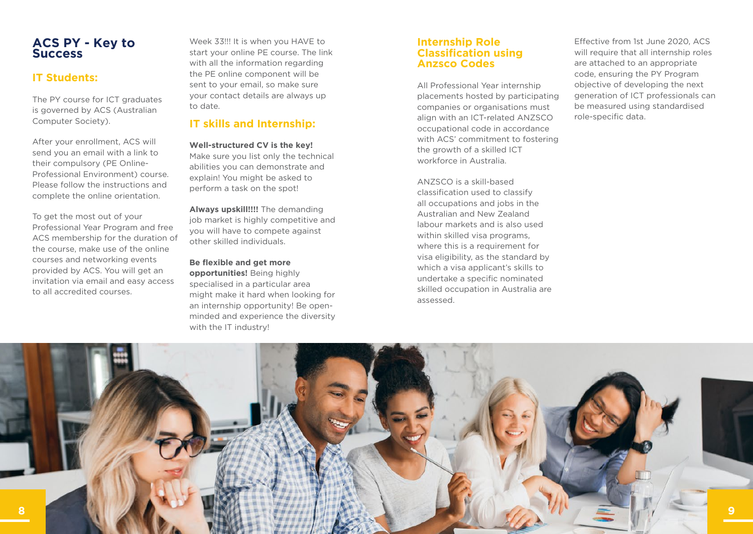# ACS PY - Key to Success

## IT Students:

The PY course for ICT graduates is governed by ACS (Australian Computer Society).

After your enrollment, ACS will send you an email with a link to their compulsory (PE Online-Professional Environment) course. Please follow the instructions and complete the online orientation.

To get the most out of your Professional Year Program and free ACS membership for the duration of the course, make use of the online courses and networking events provided by ACS. You will get an invitation via email and easy access to all accredited courses.

Week 33!!! It is when you HAVE to start your online PE course. The link with all the information regarding the PE online component will be sent to your email, so make sure your contact details are always up to date.

## IT skills and Internship:

**Well-structured CV is the key!** Make sure you list only the technical abilities you can demonstrate and explain! You might be asked to perform a task on the spot!

**Always upskill!!!!** The demanding job market is highly competitive and you will have to compete against other skilled individuals.

**Be flexible and get more opportunities!** Being highly specialised in a particular area might make it hard when looking for an internship opportunity! Be open-minded and experience the diversity with the IT industry!

## Internship Role Classification using Anzsco Codes

All Professional Year internship placements hosted by participating companies or organisations must align with an ICT-related ANZSCO occupational code in accordance with ACS' commitment to fostering the growth of a skilled ICT workforce in Australia.

ANZSCO is a skill-based classification used to classify all occupations and jobs in the Australian and New Zealand labour markets and is also used within skilled visa programs, where this is a requirement for visa eligibility, as the standard by which a visa applicant's skills to undertake a specific nominated skilled occupation in Australia are assessed.

Effective from 1st June 2020, ACS will require that all internship roles are attached to an appropriate code, ensuring the PY Program objective of developing the next generation of ICT professionals can be measured using standardised role-specific data.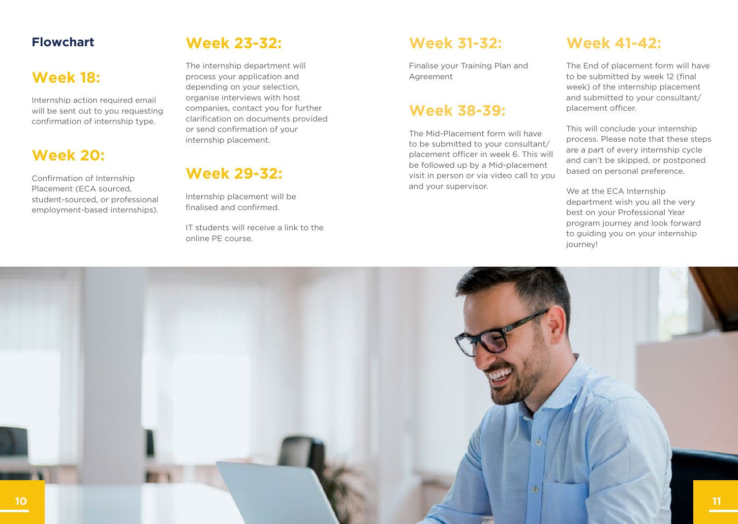## Flowchart

### Week 18:

Internship action required email will be sent out to you requesting confirmation of internship type.

### Week 20:

Confirmation of Internship Placement (ECA sourced, student-sourced, or professional employment-based internships).

### Week 23-32:

The internship department will process your application and depending on your selection, organise interviews with host companies, contact you for further clarification on documents provided or send confirmation of your internship placement.

### Week 29-32:

Internship placement will be finalised and confirmed.

IT students will receive a link to the online PE course.

### Week 31-32:

Finalise your Training Plan and Agreement

### Week 38-39:

The Mid-Placement form will have to be submitted to your consultant/ placement officer in week 6. This will be followed up by a Mid-placement visit in person or via video call to you and your supervisor.

### Week 41-42:

The End of placement form will have to be submitted by week 12 (final week) of the internship placement and submitted to your consultant/ placement officer.

This will conclude your internship process. Please note that these steps are a part of every internship cycle and can't be skipped, or postponed based on personal preference.

We at the ECA Internship department wish you all the very best on your Professional Year program journey and look forward to guiding you on your internship journey!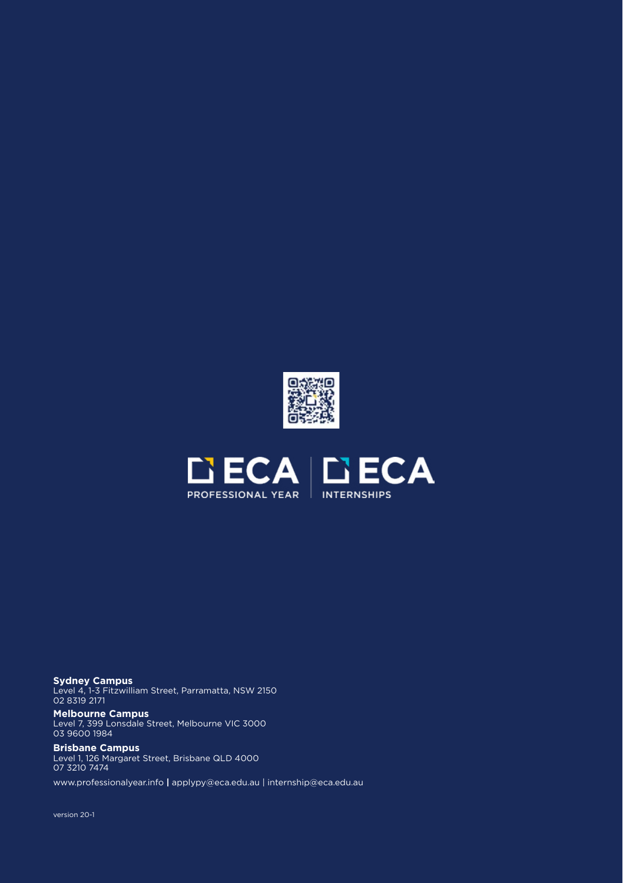ECA PROFESSIONAL YEAR | ECA INTERNSHIPS

**Sydney Campus**
Level 4, 1-3 Fitzwilliam Street, Parramatta, NSW 2150
02 8319 2171

**Melbourne Campus**
Level 7, 399 Lonsdale Street, Melbourne VIC 3000
03 9600 1984

**Brisbane Campus**
Level 1, 126 Margaret Street, Brisbane QLD 4000
07 3210 7474

www.professionalyear.info | applypy@eca.edu.au | internship@eca.edu.au

version 20-1